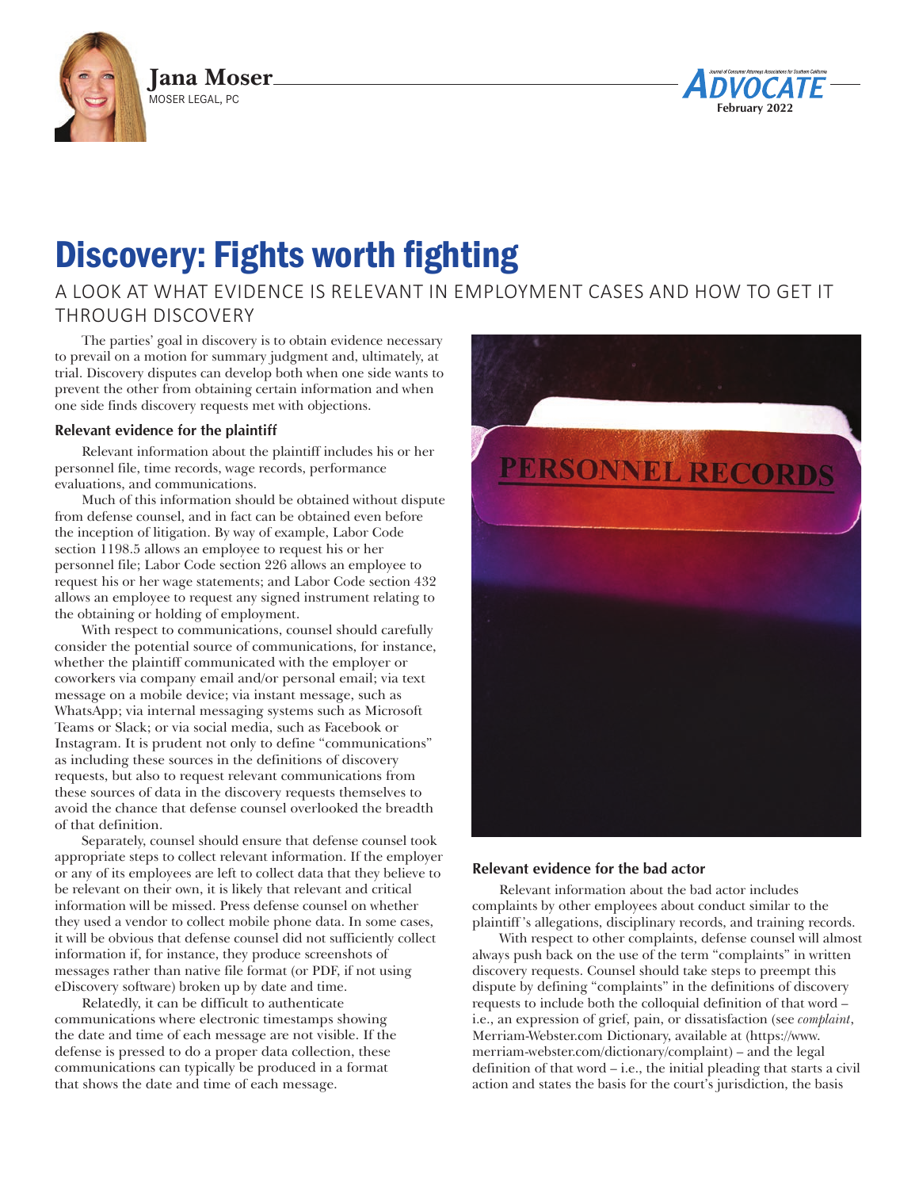**Jana Moser**
MOSER LEGAL, PC

# Discovery: Fights worth fighting

## A LOOK AT WHAT EVIDENCE IS RELEVANT IN EMPLOYMENT CASES AND HOW TO GET IT THROUGH DISCOVERY

The parties' goal in discovery is to obtain evidence necessary to prevail on a motion for summary judgment and, ultimately, at trial. Discovery disputes can develop both when one side wants to prevent the other from obtaining certain information and when one side finds discovery requests met with objections.

### Relevant evidence for the plaintiff

Relevant information about the plaintiff includes his or her personnel file, time records, wage records, performance evaluations, and communications.

Much of this information should be obtained without dispute from defense counsel, and in fact can be obtained even before the inception of litigation. By way of example, Labor Code section 1198.5 allows an employee to request his or her personnel file; Labor Code section 226 allows an employee to request his or her wage statements; and Labor Code section 432 allows an employee to request any signed instrument relating to the obtaining or holding of employment.

With respect to communications, counsel should carefully consider the potential source of communications, for instance, whether the plaintiff communicated with the employer or coworkers via company email and/or personal email; via text message on a mobile device; via instant message, such as WhatsApp; via internal messaging systems such as Microsoft Teams or Slack; or via social media, such as Facebook or Instagram. It is prudent not only to define "communications" as including these sources in the definitions of discovery requests, but also to request relevant communications from these sources of data in the discovery requests themselves to avoid the chance that defense counsel overlooked the breadth of that definition.

Separately, counsel should ensure that defense counsel took appropriate steps to collect relevant information. If the employer or any of its employees are left to collect data that they believe to be relevant on their own, it is likely that relevant and critical information will be missed. Press defense counsel on whether they used a vendor to collect mobile phone data. In some cases, it will be obvious that defense counsel did not sufficiently collect information if, for instance, they produce screenshots of messages rather than native file format (or PDF, if not using eDiscovery software) broken up by date and time.

Relatedly, it can be difficult to authenticate communications where electronic timestamps showing the date and time of each message are not visible. If the defense is pressed to do a proper data collection, these communications can typically be produced in a format that shows the date and time of each message.

### Relevant evidence for the bad actor

Relevant information about the bad actor includes complaints by other employees about conduct similar to the plaintiff's allegations, disciplinary records, and training records.

With respect to other complaints, defense counsel will almost always push back on the use of the term "complaints" in written discovery requests. Counsel should take steps to preempt this dispute by defining "complaints" in the definitions of discovery requests to include both the colloquial definition of that word – i.e., an expression of grief, pain, or dissatisfaction (see *complaint*, Merriam-Webster.com Dictionary, available at (https://www.merriam-webster.com/dictionary/complaint) – and the legal definition of that word – i.e., the initial pleading that starts a civil action and states the basis for the court's jurisdiction, the basis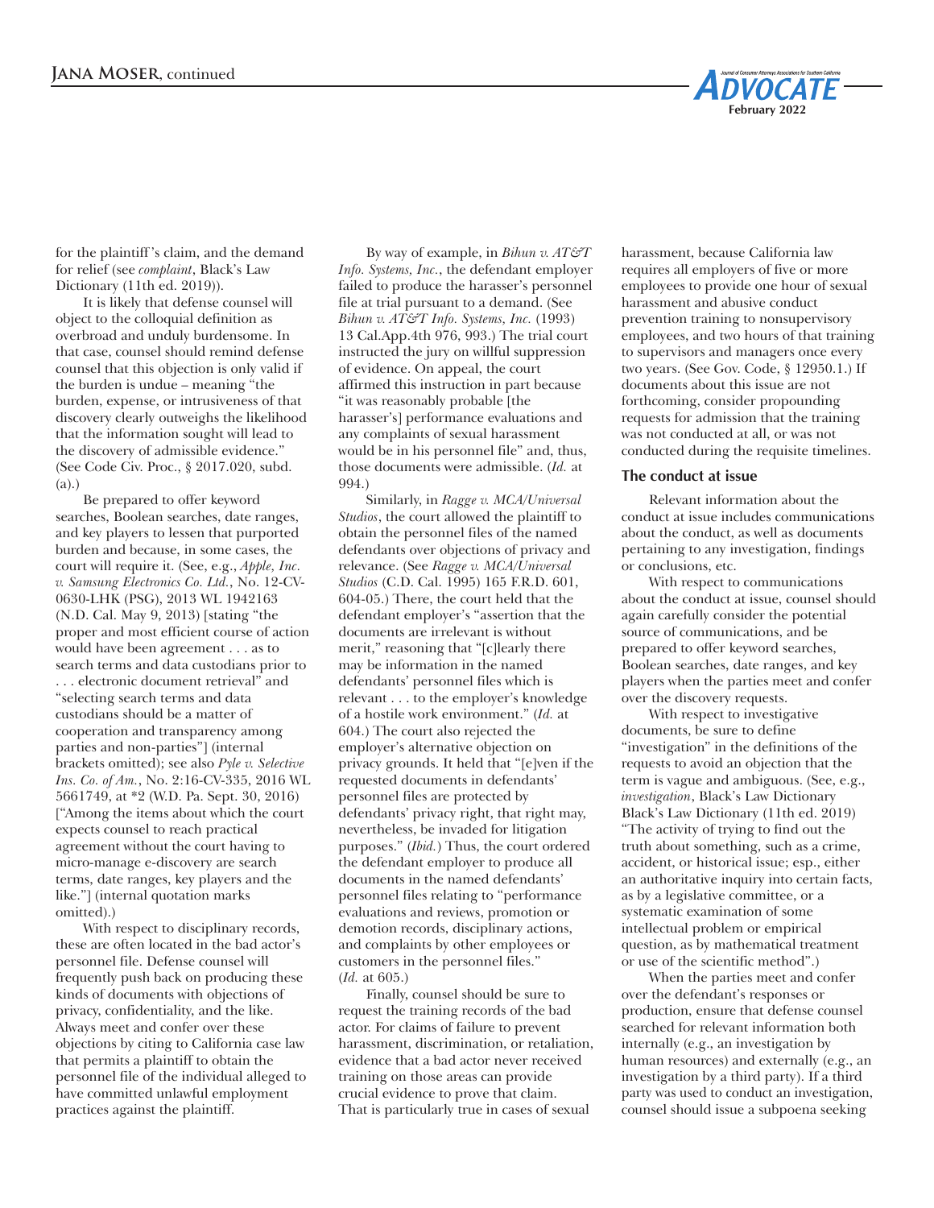for the plaintiff's claim, and the demand for relief (see *complaint*, Black's Law Dictionary (11th ed. 2019)).

It is likely that defense counsel will object to the colloquial definition as overbroad and unduly burdensome. In that case, counsel should remind defense counsel that this objection is only valid if the burden is undue – meaning "the burden, expense, or intrusiveness of that discovery clearly outweighs the likelihood that the information sought will lead to the discovery of admissible evidence." (See Code Civ. Proc., § 2017.020, subd. (a).)

Be prepared to offer keyword searches, Boolean searches, date ranges, and key players to lessen that purported burden and because, in some cases, the court will require it. (See, e.g., *Apple, Inc. v. Samsung Electronics Co. Ltd.*, No. 12-CV-0630-LHK (PSG), 2013 WL 1942163 (N.D. Cal. May 9, 2013) [stating "the proper and most efficient course of action would have been agreement . . . as to search terms and data custodians prior to . . . electronic document retrieval" and "selecting search terms and data custodians should be a matter of cooperation and transparency among parties and non-parties"] (internal brackets omitted); see also *Pyle v. Selective Ins. Co. of Am.*, No. 2:16-CV-335, 2016 WL 5661749, at *2 (W.D. Pa. Sept. 30, 2016) ["Among the items about which the court expects counsel to reach practical agreement without the court having to micro-manage e-discovery are search terms, date ranges, key players and the like."] (internal quotation marks omitted).)

With respect to disciplinary records, these are often located in the bad actor's personnel file. Defense counsel will frequently push back on producing these kinds of documents with objections of privacy, confidentiality, and the like. Always meet and confer over these objections by citing to California case law that permits a plaintiff to obtain the personnel file of the individual alleged to have committed unlawful employment practices against the plaintiff.

By way of example, in *Bihun v. AT&T Info. Systems, Inc.*, the defendant employer failed to produce the harasser's personnel file at trial pursuant to a demand. (See *Bihun v. AT&T Info. Systems, Inc.* (1993) 13 Cal.App.4th 976, 993.) The trial court instructed the jury on willful suppression of evidence. On appeal, the court affirmed this instruction in part because "it was reasonably probable [the harasser's] performance evaluations and any complaints of sexual harassment would be in his personnel file" and, thus, those documents were admissible. (*Id.* at 994.)

Similarly, in *Ragge v. MCA/Universal Studios*, the court allowed the plaintiff to obtain the personnel files of the named defendants over objections of privacy and relevance. (See *Ragge v. MCA/Universal Studios* (C.D. Cal. 1995) 165 F.R.D. 601, 604-05.) There, the court held that the defendant employer's "assertion that the documents are irrelevant is without merit," reasoning that "[c]learly there may be information in the named defendants' personnel files which is relevant . . . to the employer's knowledge of a hostile work environment." (*Id.* at 604.) The court also rejected the employer's alternative objection on privacy grounds. It held that "[e]ven if the requested documents in defendants' personnel files are protected by defendants' privacy right, that right may, nevertheless, be invaded for litigation purposes." (*Ibid.*) Thus, the court ordered the defendant employer to produce all documents in the named defendants' personnel files relating to "performance evaluations and reviews, promotion or demotion records, disciplinary actions, and complaints by other employees or customers in the personnel files." (*Id.* at 605.)

Finally, counsel should be sure to request the training records of the bad actor. For claims of failure to prevent harassment, discrimination, or retaliation, evidence that a bad actor never received training on those areas can provide crucial evidence to prove that claim. That is particularly true in cases of sexual harassment, because California law requires all employers of five or more employees to provide one hour of sexual harassment and abusive conduct prevention training to nonsupervisory employees, and two hours of that training to supervisors and managers once every two years. (See Gov. Code, § 12950.1.) If documents about this issue are not forthcoming, consider propounding requests for admission that the training was not conducted at all, or was not conducted during the requisite timelines.

### The conduct at issue

Relevant information about the conduct at issue includes communications about the conduct, as well as documents pertaining to any investigation, findings or conclusions, etc.

With respect to communications about the conduct at issue, counsel should again carefully consider the potential source of communications, and be prepared to offer keyword searches, Boolean searches, date ranges, and key players when the parties meet and confer over the discovery requests.

With respect to investigative documents, be sure to define "investigation" in the definitions of the requests to avoid an objection that the term is vague and ambiguous. (See, e.g., *investigation*, Black's Law Dictionary Black's Law Dictionary (11th ed. 2019) "The activity of trying to find out the truth about something, such as a crime, accident, or historical issue; esp., either an authoritative inquiry into certain facts, as by a legislative committee, or a systematic examination of some intellectual problem or empirical question, as by mathematical treatment or use of the scientific method".)

When the parties meet and confer over the defendant's responses or production, ensure that defense counsel searched for relevant information both internally (e.g., an investigation by human resources) and externally (e.g., an investigation by a third party). If a third party was used to conduct an investigation, counsel should issue a subpoena seeking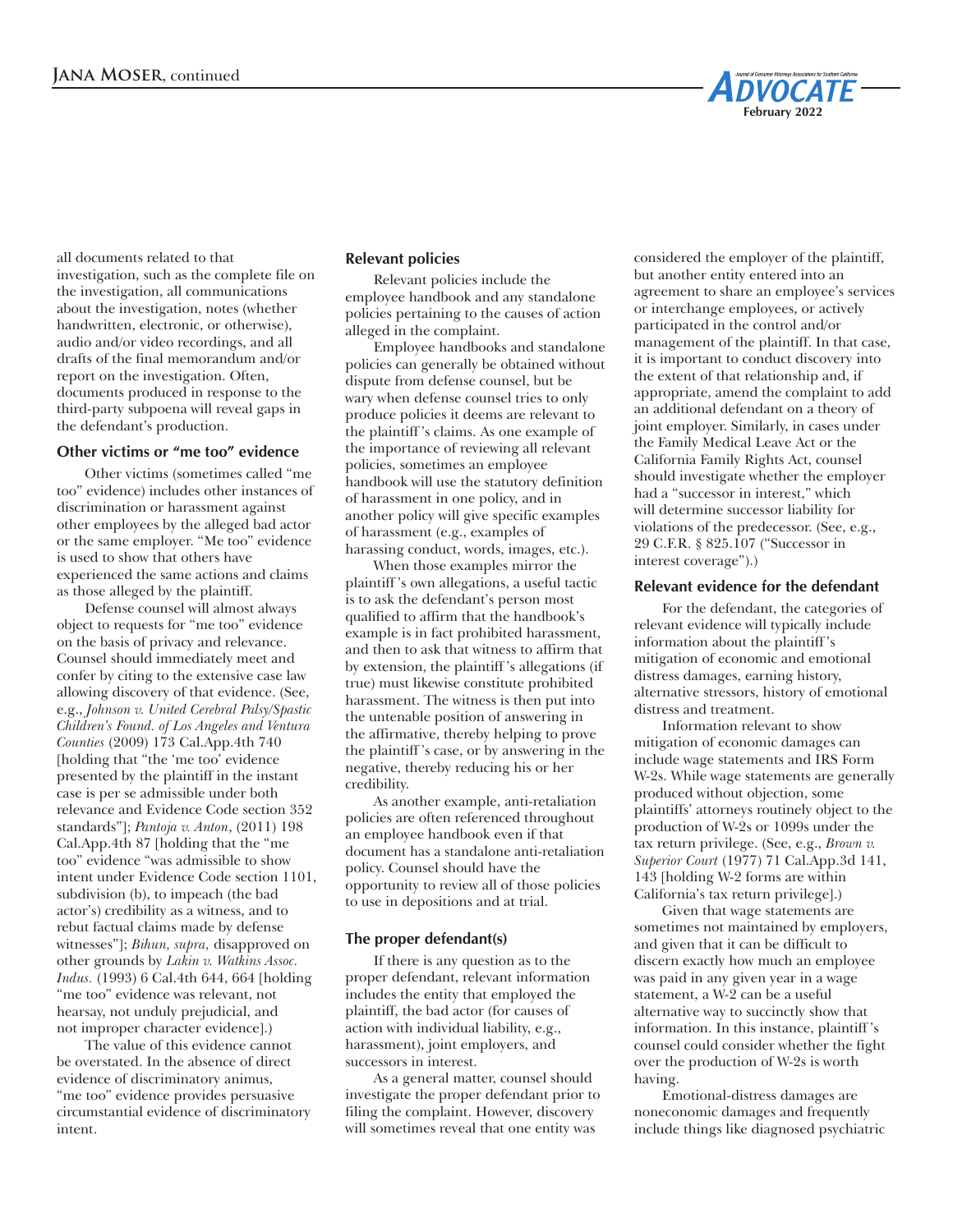all documents related to that investigation, such as the complete file on the investigation, all communications about the investigation, notes (whether handwritten, electronic, or otherwise), audio and/or video recordings, and all drafts of the final memorandum and/or report on the investigation. Often, documents produced in response to the third-party subpoena will reveal gaps in the defendant's production.

### Other victims or "me too" evidence

Other victims (sometimes called "me too" evidence) includes other instances of discrimination or harassment against other employees by the alleged bad actor or the same employer. "Me too" evidence is used to show that others have experienced the same actions and claims as those alleged by the plaintiff.

Defense counsel will almost always object to requests for "me too" evidence on the basis of privacy and relevance. Counsel should immediately meet and confer by citing to the extensive case law allowing discovery of that evidence. (See, e.g., *Johnson v. United Cerebral Palsy/Spastic Children's Found. of Los Angeles and Ventura Counties* (2009) 173 Cal.App.4th 740 [holding that "the 'me too' evidence presented by the plaintiff in the instant case is per se admissible under both relevance and Evidence Code section 352 standards"]; *Pantoja v. Anton*, (2011) 198 Cal.App.4th 87 [holding that the "me too" evidence "was admissible to show intent under Evidence Code section 1101, subdivision (b), to impeach (the bad actor's) credibility as a witness, and to rebut factual claims made by defense witnesses"]; *Bihun, supra,* disapproved on other grounds by *Lakin v. Watkins Assoc. Indus.* (1993) 6 Cal.4th 644, 664 [holding "me too" evidence was relevant, not hearsay, not unduly prejudicial, and not improper character evidence].)

The value of this evidence cannot be overstated. In the absence of direct evidence of discriminatory animus, "me too" evidence provides persuasive circumstantial evidence of discriminatory intent.

### Relevant policies

Relevant policies include the employee handbook and any standalone policies pertaining to the causes of action alleged in the complaint.

Employee handbooks and standalone policies can generally be obtained without dispute from defense counsel, but be wary when defense counsel tries to only produce policies it deems are relevant to the plaintiff's claims. As one example of the importance of reviewing all relevant policies, sometimes an employee handbook will use the statutory definition of harassment in one policy, and in another policy will give specific examples of harassment (e.g., examples of harassing conduct, words, images, etc.).

When those examples mirror the plaintiff's own allegations, a useful tactic is to ask the defendant's person most qualified to affirm that the handbook's example is in fact prohibited harassment, and then to ask that witness to affirm that by extension, the plaintiff's allegations (if true) must likewise constitute prohibited harassment. The witness is then put into the untenable position of answering in the affirmative, thereby helping to prove the plaintiff's case, or by answering in the negative, thereby reducing his or her credibility.

As another example, anti-retaliation policies are often referenced throughout an employee handbook even if that document has a standalone anti-retaliation policy. Counsel should have the opportunity to review all of those policies to use in depositions and at trial.

### The proper defendant(s)

If there is any question as to the proper defendant, relevant information includes the entity that employed the plaintiff, the bad actor (for causes of action with individual liability, e.g., harassment), joint employers, and successors in interest.

As a general matter, counsel should investigate the proper defendant prior to filing the complaint. However, discovery will sometimes reveal that one entity was considered the employer of the plaintiff, but another entity entered into an agreement to share an employee's services or interchange employees, or actively participated in the control and/or management of the plaintiff. In that case, it is important to conduct discovery into the extent of that relationship and, if appropriate, amend the complaint to add an additional defendant on a theory of joint employer. Similarly, in cases under the Family Medical Leave Act or the California Family Rights Act, counsel should investigate whether the employer had a "successor in interest," which will determine successor liability for violations of the predecessor. (See, e.g., 29 C.F.R. § 825.107 ("Successor in interest coverage").)

### Relevant evidence for the defendant

For the defendant, the categories of relevant evidence will typically include information about the plaintiff's mitigation of economic and emotional distress damages, earning history, alternative stressors, history of emotional distress and treatment.

Information relevant to show mitigation of economic damages can include wage statements and IRS Form W-2s. While wage statements are generally produced without objection, some plaintiffs' attorneys routinely object to the production of W-2s or 1099s under the tax return privilege. (See, e.g., *Brown v. Superior Court* (1977) 71 Cal.App.3d 141, 143 [holding W-2 forms are within California's tax return privilege].)

Given that wage statements are sometimes not maintained by employers, and given that it can be difficult to discern exactly how much an employee was paid in any given year in a wage statement, a W-2 can be a useful alternative way to succinctly show that information. In this instance, plaintiff's counsel could consider whether the fight over the production of W-2s is worth having.

Emotional-distress damages are noneconomic damages and frequently include things like diagnosed psychiatric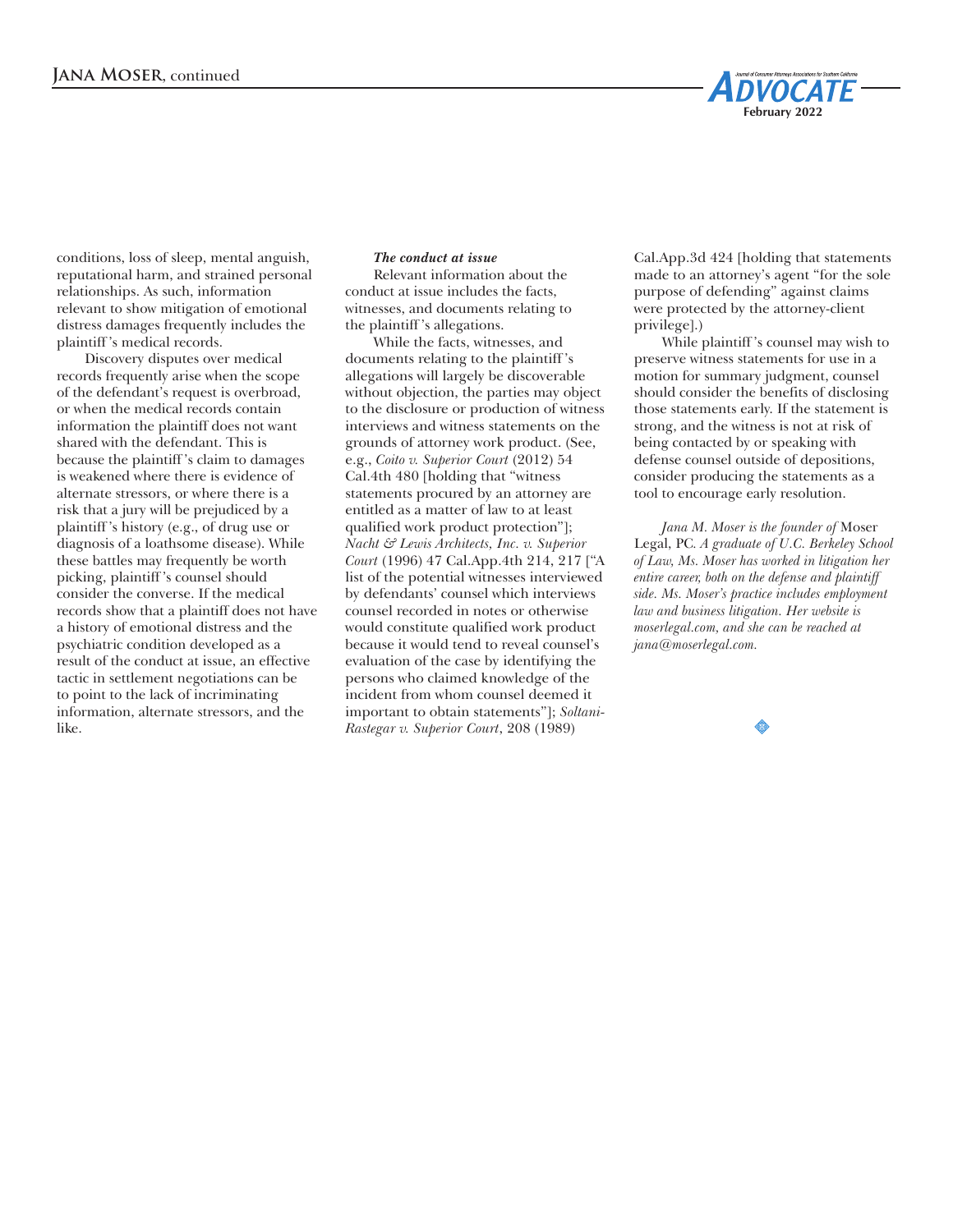conditions, loss of sleep, mental anguish, reputational harm, and strained personal relationships. As such, information relevant to show mitigation of emotional distress damages frequently includes the plaintiff's medical records.

Discovery disputes over medical records frequently arise when the scope of the defendant's request is overbroad, or when the medical records contain information the plaintiff does not want shared with the defendant. This is because the plaintiff's claim to damages is weakened where there is evidence of alternate stressors, or where there is a risk that a jury will be prejudiced by a plaintiff's history (e.g., of drug use or diagnosis of a loathsome disease). While these battles may frequently be worth picking, plaintiff's counsel should consider the converse. If the medical records show that a plaintiff does not have a history of emotional distress and the psychiatric condition developed as a result of the conduct at issue, an effective tactic in settlement negotiations can be to point to the lack of incriminating information, alternate stressors, and the like.

***The conduct at issue***

Relevant information about the conduct at issue includes the facts, witnesses, and documents relating to the plaintiff's allegations.

While the facts, witnesses, and documents relating to the plaintiff's allegations will largely be discoverable without objection, the parties may object to the disclosure or production of witness interviews and witness statements on the grounds of attorney work product. (See, e.g., *Coito v. Superior Court* (2012) 54 Cal.4th 480 [holding that "witness statements procured by an attorney are entitled as a matter of law to at least qualified work product protection"]; *Nacht & Lewis Architects, Inc. v. Superior Court* (1996) 47 Cal.App.4th 214, 217 ["A list of the potential witnesses interviewed by defendants' counsel which interviews counsel recorded in notes or otherwise would constitute qualified work product because it would tend to reveal counsel's evaluation of the case by identifying the persons who claimed knowledge of the incident from whom counsel deemed it important to obtain statements"]; *Soltani-Rastegar v. Superior Court*, 208 (1989) Cal.App.3d 424 [holding that statements made to an attorney's agent "for the sole purpose of defending" against claims were protected by the attorney-client privilege].)

While plaintiff's counsel may wish to preserve witness statements for use in a motion for summary judgment, counsel should consider the benefits of disclosing those statements early. If the statement is strong, and the witness is not at risk of being contacted by or speaking with defense counsel outside of depositions, consider producing the statements as a tool to encourage early resolution.

*Jana M. Moser is the founder of* Moser Legal, PC. *A graduate of U.C. Berkeley School of Law, Ms. Moser has worked in litigation her entire career, both on the defense and plaintiff side. Ms. Moser's practice includes employment law and business litigation. Her website is moserlegal.com, and she can be reached at jana@moserlegal.com.*